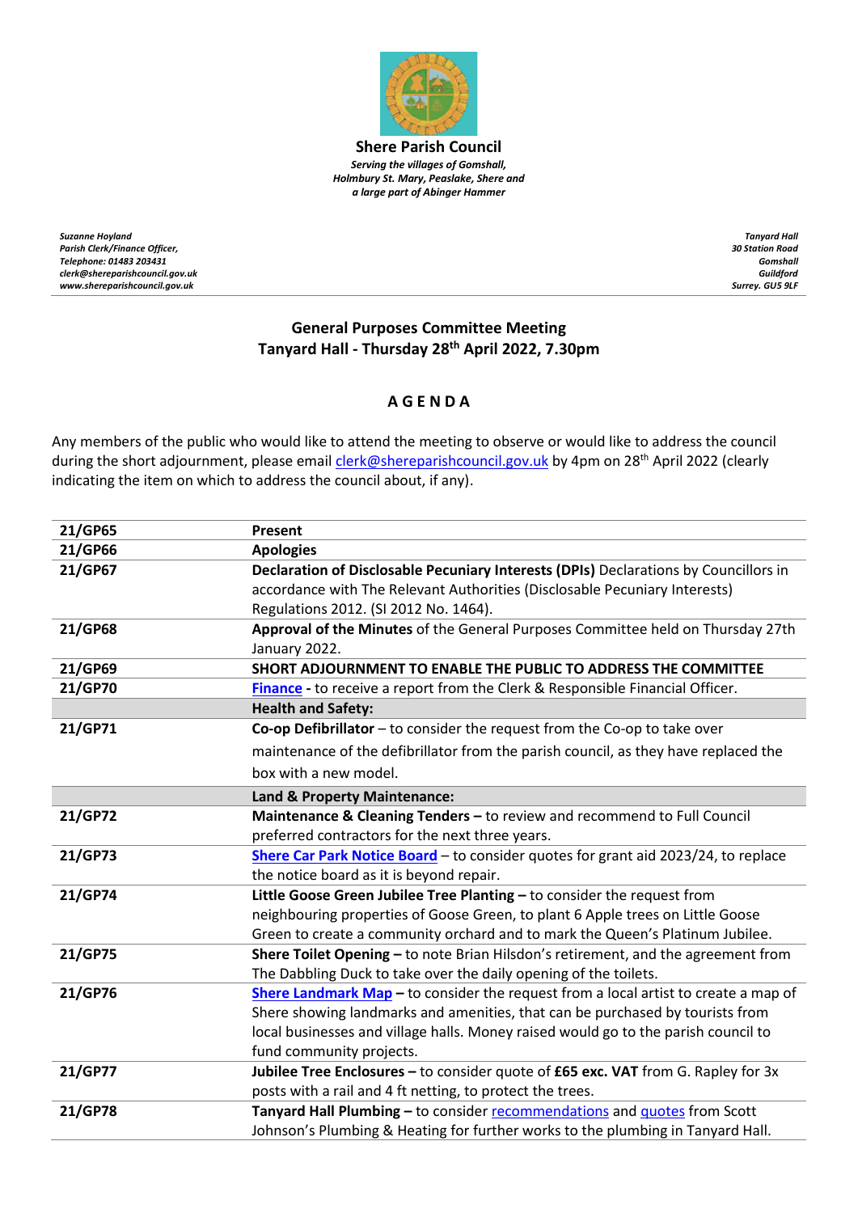# Shere Parish Council

***Serving the villages of Gomshall, Holmbury St. Mary, Peaslake, Shere and a large part of Abinger Hammer***

***Suzanne Hoyland***
***Parish Clerk/Finance Officer,***
***Telephone: 01483 203431***
***clerk@shereparishcouncil.gov.uk***
***www.shereparishcouncil.gov.uk***

***Tanyard Hall***
***30 Station Road***
***Gomshall***
***Guildford***
***Surrey. GU5 9LF***

## General Purposes Committee Meeting
## Tanyard Hall - Thursday 28th April 2022, 7.30pm

### A G E N D A

Any members of the public who would like to attend the meeting to observe or would like to address the council during the short adjournment, please email clerk@shereparishcouncil.gov.uk by 4pm on 28th April 2022 (clearly indicating the item on which to address the council about, if any).

| | |
|---|---|
| **21/GP65** | **Present** |
| **21/GP66** | **Apologies** |
| **21/GP67** | **Declaration of Disclosable Pecuniary Interests (DPIs)** Declarations by Councillors in accordance with The Relevant Authorities (Disclosable Pecuniary Interests) Regulations 2012. (SI 2012 No. 1464). |
| **21/GP68** | **Approval of the Minutes** of the General Purposes Committee held on Thursday 27th January 2022. |
| **21/GP69** | **SHORT ADJOURNMENT TO ENABLE THE PUBLIC TO ADDRESS THE COMMITTEE** |
| **21/GP70** | **Finance** - to receive a report from the Clerk & Responsible Financial Officer. |
| | **Health and Safety:** |
| **21/GP71** | **Co-op Defibrillator** – to consider the request from the Co-op to take over maintenance of the defibrillator from the parish council, as they have replaced the box with a new model. |
| | **Land & Property Maintenance:** |
| **21/GP72** | **Maintenance & Cleaning Tenders –** to review and recommend to Full Council preferred contractors for the next three years. |
| **21/GP73** | **Shere Car Park Notice Board** – to consider quotes for grant aid 2023/24, to replace the notice board as it is beyond repair. |
| **21/GP74** | **Little Goose Green Jubilee Tree Planting –** to consider the request from neighbouring properties of Goose Green, to plant 6 Apple trees on Little Goose Green to create a community orchard and to mark the Queen's Platinum Jubilee. |
| **21/GP75** | **Shere Toilet Opening –** to note Brian Hilsdon's retirement, and the agreement from The Dabbling Duck to take over the daily opening of the toilets. |
| **21/GP76** | **Shere Landmark Map –** to consider the request from a local artist to create a map of Shere showing landmarks and amenities, that can be purchased by tourists from local businesses and village halls. Money raised would go to the parish council to fund community projects. |
| **21/GP77** | **Jubilee Tree Enclosures –** to consider quote of **£65 exc. VAT** from G. Rapley for 3x posts with a rail and 4 ft netting, to protect the trees. |
| **21/GP78** | **Tanyard Hall Plumbing –** to consider recommendations and quotes from Scott Johnson's Plumbing & Heating for further works to the plumbing in Tanyard Hall. |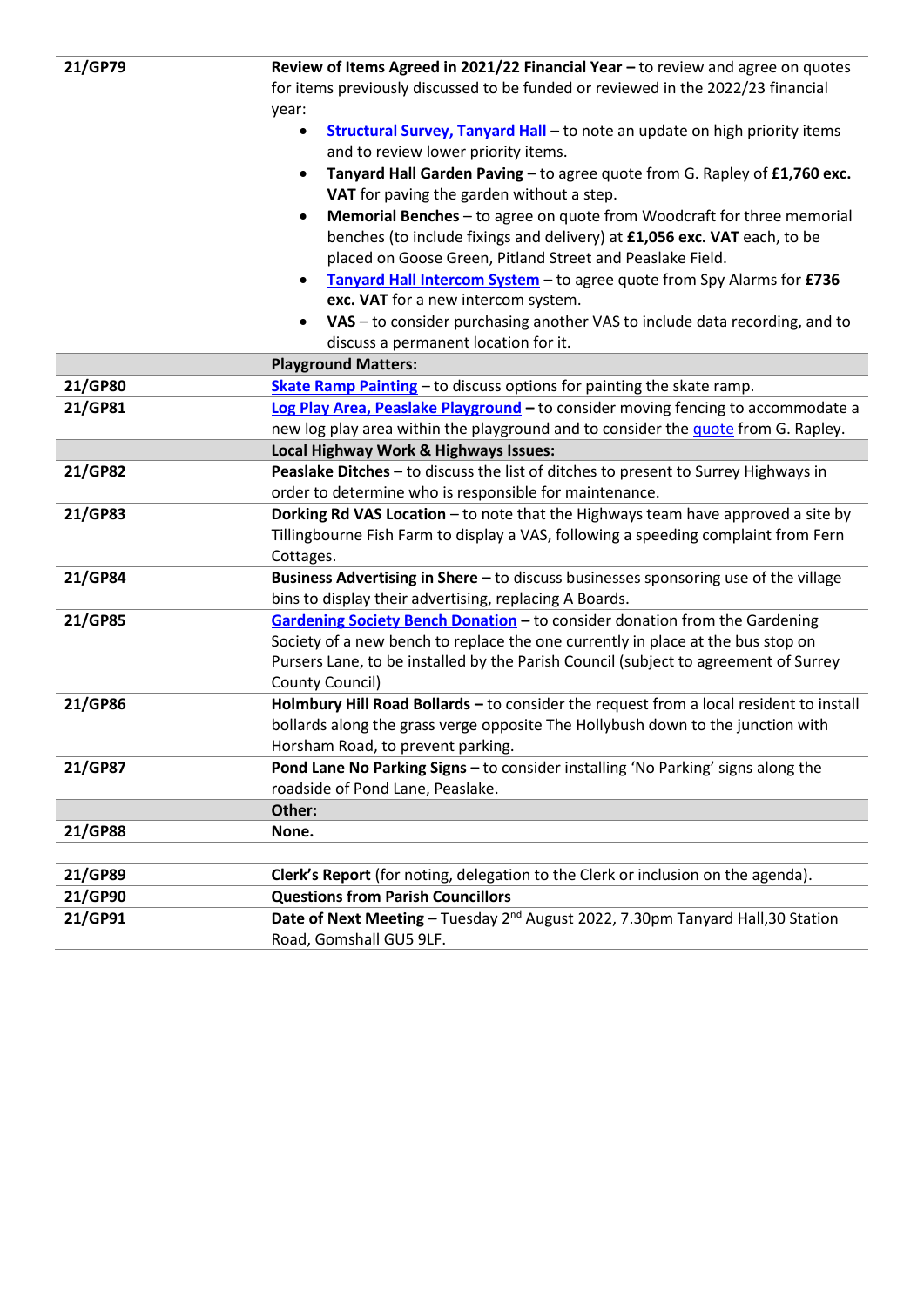| | |
|---|---|
| 21/GP79 | **Review of Items Agreed in 2021/22 Financial Year –** to review and agree on quotes for items previously discussed to be funded or reviewed in the 2022/23 financial year:<br>• **Structural Survey, Tanyard Hall** – to note an update on high priority items and to review lower priority items.<br>• **Tanyard Hall Garden Paving** – to agree quote from G. Rapley of **£1,760 exc. VAT** for paving the garden without a step.<br>• **Memorial Benches** – to agree on quote from Woodcraft for three memorial benches (to include fixings and delivery) at **£1,056 exc. VAT** each, to be placed on Goose Green, Pitland Street and Peaslake Field.<br>• **Tanyard Hall Intercom System** – to agree quote from Spy Alarms for **£736 exc. VAT** for a new intercom system.<br>• **VAS** – to consider purchasing another VAS to include data recording, and to discuss a permanent location for it. |
| | **Playground Matters:** |
| 21/GP80 | **Skate Ramp Painting** – to discuss options for painting the skate ramp. |
| 21/GP81 | **Log Play Area, Peaslake Playground –** to consider moving fencing to accommodate a new log play area within the playground and to consider the quote from G. Rapley. |
| | **Local Highway Work & Highways Issues:** |
| 21/GP82 | **Peaslake Ditches** – to discuss the list of ditches to present to Surrey Highways in order to determine who is responsible for maintenance. |
| 21/GP83 | **Dorking Rd VAS Location** – to note that the Highways team have approved a site by Tillingbourne Fish Farm to display a VAS, following a speeding complaint from Fern Cottages. |
| 21/GP84 | **Business Advertising in Shere –** to discuss businesses sponsoring use of the village bins to display their advertising, replacing A Boards. |
| 21/GP85 | **Gardening Society Bench Donation –** to consider donation from the Gardening Society of a new bench to replace the one currently in place at the bus stop on Pursers Lane, to be installed by the Parish Council (subject to agreement of Surrey County Council) |
| 21/GP86 | **Holmbury Hill Road Bollards –** to consider the request from a local resident to install bollards along the grass verge opposite The Hollybush down to the junction with Horsham Road, to prevent parking. |
| 21/GP87 | **Pond Lane No Parking Signs –** to consider installing 'No Parking' signs along the roadside of Pond Lane, Peaslake. |
| | **Other:** |
| 21/GP88 | **None.** |
| | |
| 21/GP89 | **Clerk's Report** (for noting, delegation to the Clerk or inclusion on the agenda). |
| 21/GP90 | **Questions from Parish Councillors** |
| 21/GP91 | **Date of Next Meeting** – Tuesday 2nd August 2022, 7.30pm Tanyard Hall,30 Station Road, Gomshall GU5 9LF. |